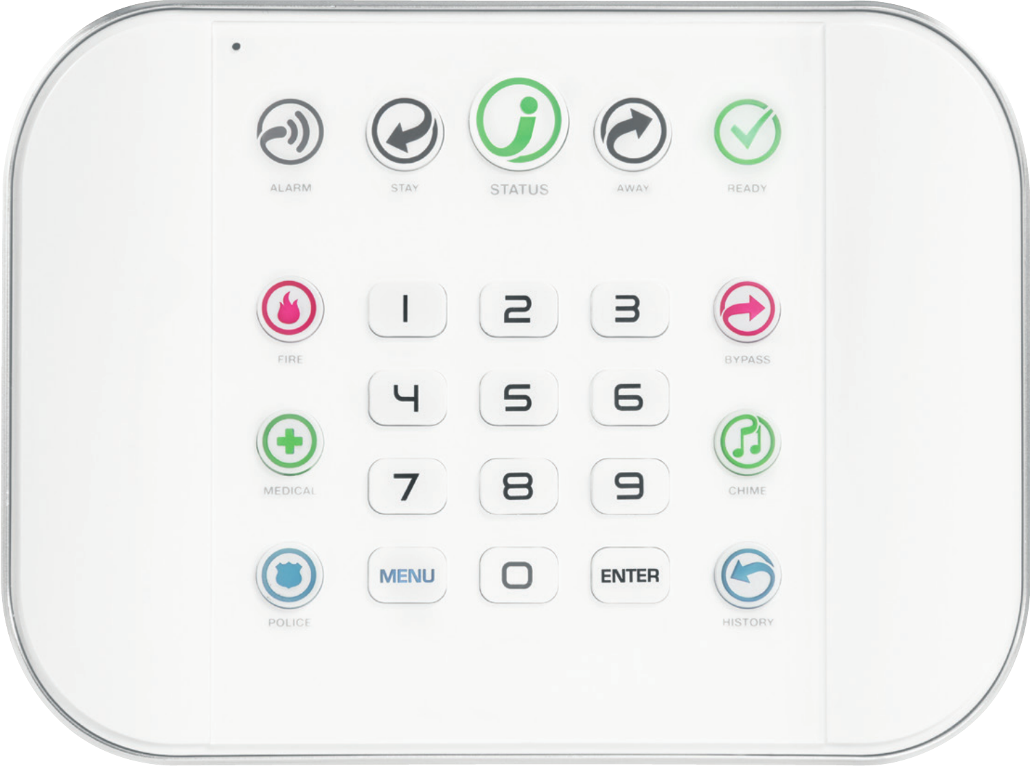ALARM STAY STATUS AWAY READY

FIRE 1 2 3 BYPASS

4 5 6

MEDICAL 7 8 9 CHIME

POLICE MENU 0 ENTER HISTORY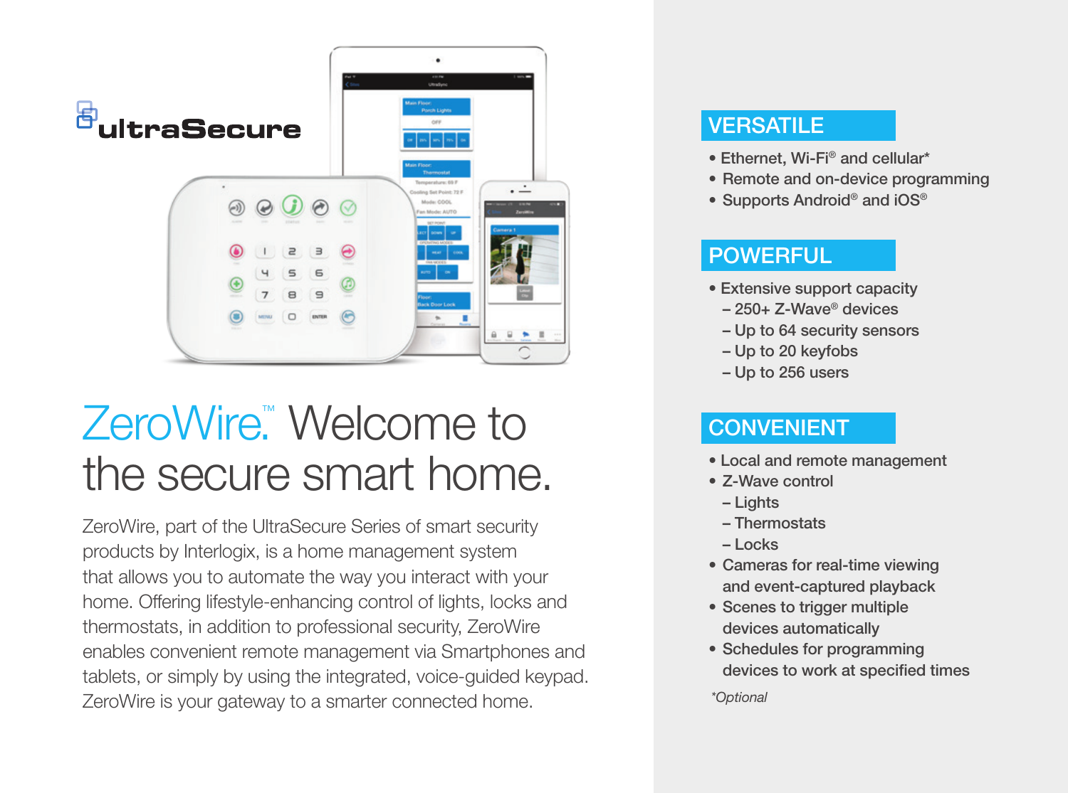ultraSecure

# ZeroWire.™ Welcome to the secure smart home.

ZeroWire, part of the UltraSecure Series of smart security products by Interlogix, is a home management system that allows you to automate the way you interact with your home. Offering lifestyle-enhancing control of lights, locks and thermostats, in addition to professional security, ZeroWire enables convenient remote management via Smartphones and tablets, or simply by using the integrated, voice-guided keypad. ZeroWire is your gateway to a smarter connected home.

## VERSATILE

- Ethernet, Wi-Fi® and cellular*
- Remote and on-device programming
- Supports Android® and iOS®

## POWERFUL

- Extensive support capacity
  - 250+ Z-Wave® devices
  - Up to 64 security sensors
  - Up to 20 keyfobs
  - Up to 256 users

## CONVENIENT

- Local and remote management
- Z-Wave control
  - Lights
  - Thermostats
  - Locks
- Cameras for real-time viewing and event-captured playback
- Scenes to trigger multiple devices automatically
- Schedules for programming devices to work at specified times

*\*Optional*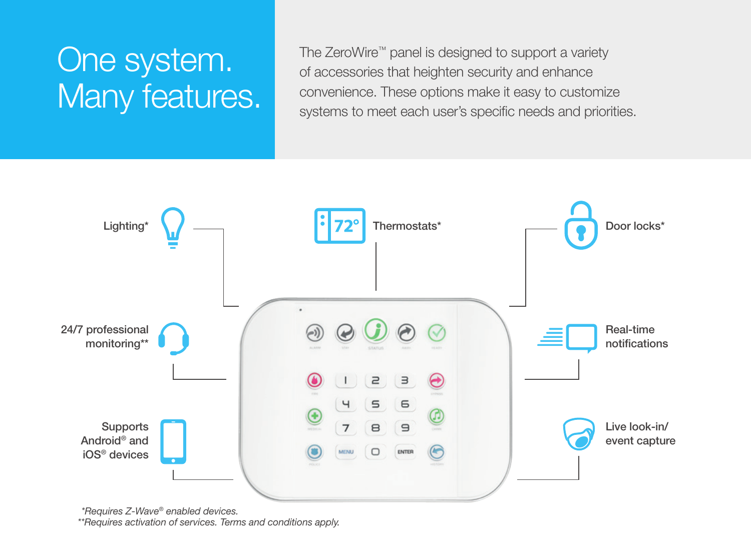# One system. Many features.

The ZeroWire™ panel is designed to support a variety of accessories that heighten security and enhance convenience. These options make it easy to customize systems to meet each user's specific needs and priorities.

- Lighting*
- Thermostats*
- Door locks*
- 24/7 professional monitoring**
- Real-time notifications
- Supports Android® and iOS® devices
- Live look-in/ event capture

*Requires Z-Wave® enabled devices.

**Requires activation of services. Terms and conditions apply.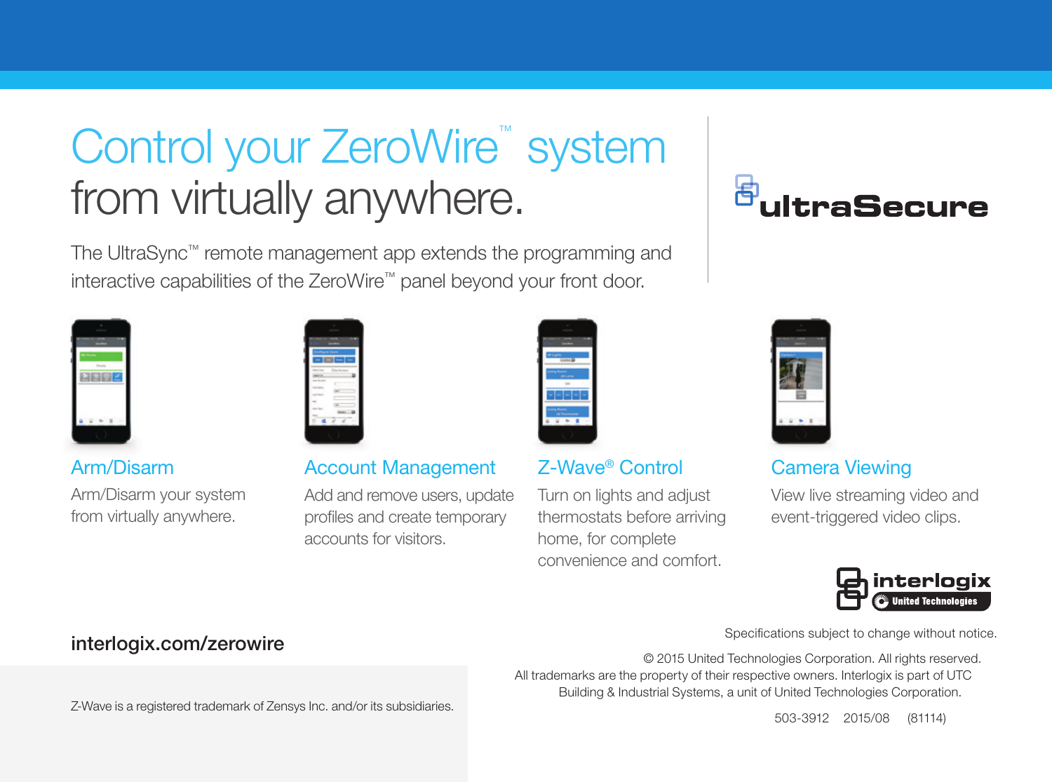# Control your ZeroWire™ system from virtually anywhere.

The UltraSync™ remote management app extends the programming and interactive capabilities of the ZeroWire™ panel beyond your front door.

ultraSecure

## Arm/Disarm

Arm/Disarm your system from virtually anywhere.

## Account Management

Add and remove users, update profiles and create temporary accounts for visitors.

## Z-Wave® Control

Turn on lights and adjust thermostats before arriving home, for complete convenience and comfort.

## Camera Viewing

View live streaming video and event-triggered video clips.

interlogix
United Technologies

**interlogix.com/zerowire**

Z-Wave is a registered trademark of Zensys Inc. and/or its subsidiaries.

Specifications subject to change without notice.

© 2015 United Technologies Corporation. All rights reserved.
All trademarks are the property of their respective owners. Interlogix is part of UTC Building & Industrial Systems, a unit of United Technologies Corporation.

503-3912 2015/08 (81114)